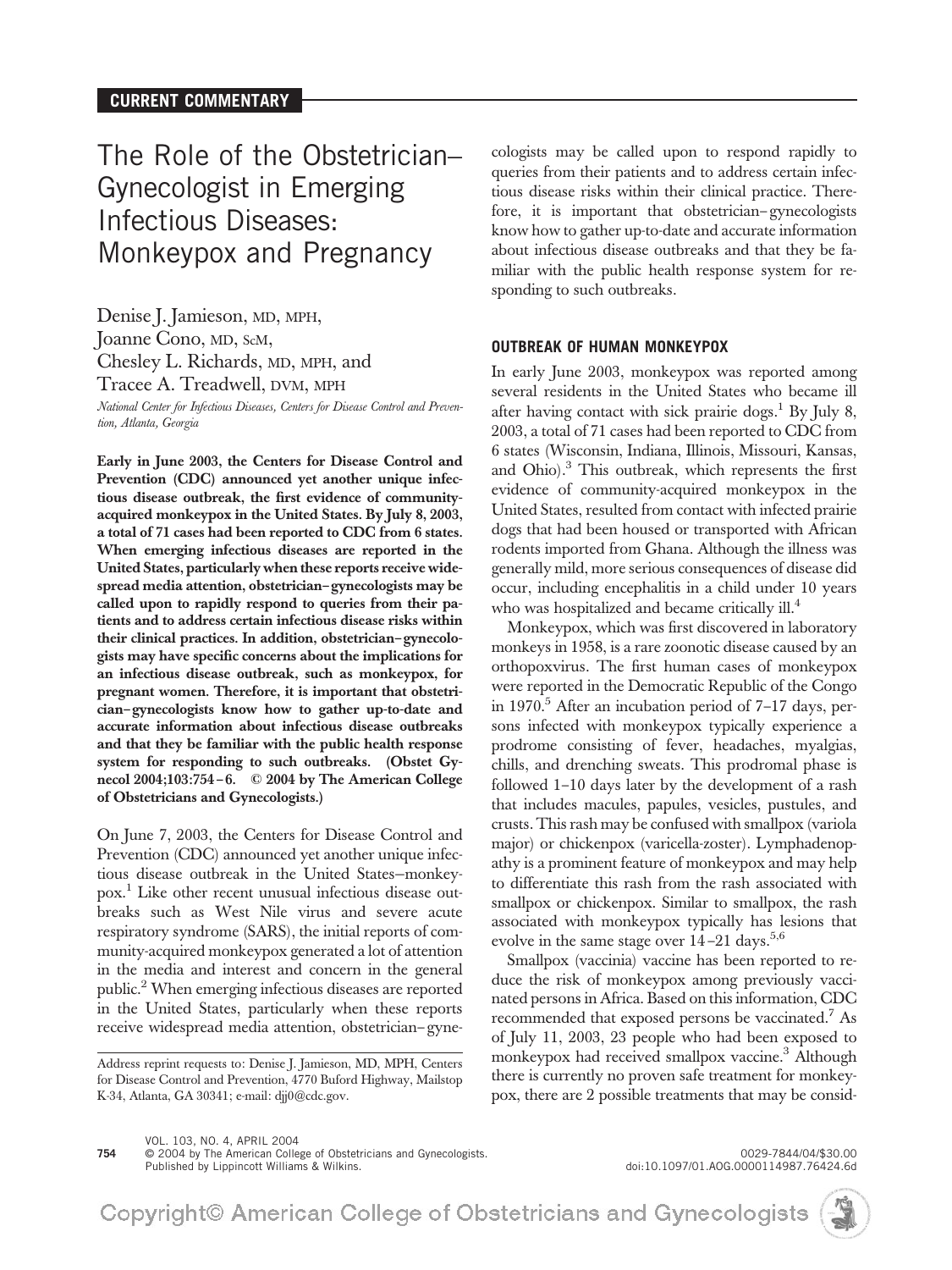**CURRENT COMMENTARY**

# The Role of the Obstetrician–Gynecologist in Emerging Infectious Diseases: Monkeypox and Pregnancy

Denise J. Jamieson, MD, MPH, Joanne Cono, MD, ScM, Chesley L. Richards, MD, MPH, and Tracee A. Treadwell, DVM, MPH

*National Center for Infectious Diseases, Centers for Disease Control and Prevention, Atlanta, Georgia*

**Early in June 2003, the Centers for Disease Control and Prevention (CDC) announced yet another unique infectious disease outbreak, the first evidence of community-acquired monkeypox in the United States. By July 8, 2003, a total of 71 cases had been reported to CDC from 6 states. When emerging infectious diseases are reported in the United States, particularly when these reports receive widespread media attention, obstetrician–gynecologists may be called upon to rapidly respond to queries from their patients and to address certain infectious disease risks within their clinical practices. In addition, obstetrician–gynecologists may have specific concerns about the implications for an infectious disease outbreak, such as monkeypox, for pregnant women. Therefore, it is important that obstetrician–gynecologists know how to gather up-to-date and accurate information about infectious disease outbreaks and that they be familiar with the public health response system for responding to such outbreaks. (Obstet Gynecol 2004;103:754–6. © 2004 by The American College of Obstetricians and Gynecologists.)**

On June 7, 2003, the Centers for Disease Control and Prevention (CDC) announced yet another unique infectious disease outbreak in the United States–monkeypox.[1] Like other recent unusual infectious disease outbreaks such as West Nile virus and severe acute respiratory syndrome (SARS), the initial reports of community-acquired monkeypox generated a lot of attention in the media and interest and concern in the general public.[2] When emerging infectious diseases are reported in the United States, particularly when these reports receive widespread media attention, obstetrician–gynecologists may be called upon to respond rapidly to queries from their patients and to address certain infectious disease risks within their clinical practice. Therefore, it is important that obstetrician–gynecologists know how to gather up-to-date and accurate information about infectious disease outbreaks and that they be familiar with the public health response system for responding to such outbreaks.

Address reprint requests to: Denise J. Jamieson, MD, MPH, Centers for Disease Control and Prevention, 4770 Buford Highway, Mailstop K-34, Atlanta, GA 30341; e-mail: djj0@cdc.gov.

## OUTBREAK OF HUMAN MONKEYPOX

In early June 2003, monkeypox was reported among several residents in the United States who became ill after having contact with sick prairie dogs.[1] By July 8, 2003, a total of 71 cases had been reported to CDC from 6 states (Wisconsin, Indiana, Illinois, Missouri, Kansas, and Ohio).[3] This outbreak, which represents the first evidence of community-acquired monkeypox in the United States, resulted from contact with infected prairie dogs that had been housed or transported with African rodents imported from Ghana. Although the illness was generally mild, more serious consequences of disease did occur, including encephalitis in a child under 10 years who was hospitalized and became critically ill.[4]

Monkeypox, which was first discovered in laboratory monkeys in 1958, is a rare zoonotic disease caused by an orthopoxvirus. The first human cases of monkeypox were reported in the Democratic Republic of the Congo in 1970.[5] After an incubation period of 7–17 days, persons infected with monkeypox typically experience a prodrome consisting of fever, headaches, myalgias, chills, and drenching sweats. This prodromal phase is followed 1–10 days later by the development of a rash that includes macules, papules, vesicles, pustules, and crusts. This rash may be confused with smallpox (variola major) or chickenpox (varicella-zoster). Lymphadenopathy is a prominent feature of monkeypox and may help to differentiate this rash from the rash associated with smallpox or chickenpox. Similar to smallpox, the rash associated with monkeypox typically has lesions that evolve in the same stage over 14–21 days.[5,6]

Smallpox (vaccinia) vaccine has been reported to reduce the risk of monkeypox among previously vaccinated persons in Africa. Based on this information, CDC recommended that exposed persons be vaccinated.[7] As of July 11, 2003, 23 people who had been exposed to monkeypox had received smallpox vaccine.[3] Although there is currently no proven safe treatment for monkeypox, there are 2 possible treatments that may be consid-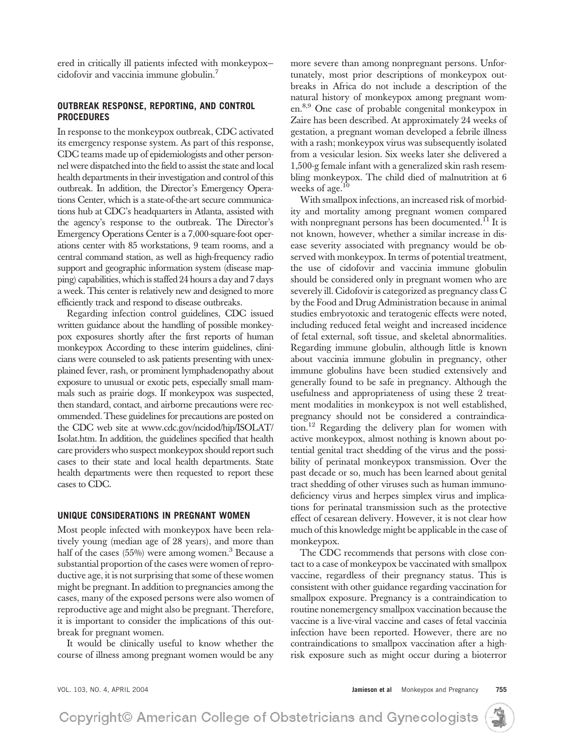ered in critically ill patients infected with monkeypox–cidofovir and vaccinia immune globulin.[7]

## OUTBREAK RESPONSE, REPORTING, AND CONTROL PROCEDURES

In response to the monkeypox outbreak, CDC activated its emergency response system. As part of this response, CDC teams made up of epidemiologists and other personnel were dispatched into the field to assist the state and local health departments in their investigation and control of this outbreak. In addition, the Director's Emergency Operations Center, which is a state-of-the-art secure communications hub at CDC's headquarters in Atlanta, assisted with the agency's response to the outbreak. The Director's Emergency Operations Center is a 7,000-square-foot operations center with 85 workstations, 9 team rooms, and a central command station, as well as high-frequency radio support and geographic information system (disease mapping) capabilities, which is staffed 24 hours a day and 7 days a week. This center is relatively new and designed to more efficiently track and respond to disease outbreaks.

Regarding infection control guidelines, CDC issued written guidance about the handling of possible monkeypox exposures shortly after the first reports of human monkeypox According to these interim guidelines, clinicians were counseled to ask patients presenting with unexplained fever, rash, or prominent lymphadenopathy about exposure to unusual or exotic pets, especially small mammals such as prairie dogs. If monkeypox was suspected, then standard, contact, and airborne precautions were recommended. These guidelines for precautions are posted on the CDC web site at www.cdc.gov/ncidod/hip/ISOLAT/Isolat.htm. In addition, the guidelines specified that health care providers who suspect monkeypox should report such cases to their state and local health departments. State health departments were then requested to report these cases to CDC.

## UNIQUE CONSIDERATIONS IN PREGNANT WOMEN

Most people infected with monkeypox have been relatively young (median age of 28 years), and more than half of the cases (55%) were among women.[3] Because a substantial proportion of the cases were women of reproductive age, it is not surprising that some of these women might be pregnant. In addition to pregnancies among the cases, many of the exposed persons were also women of reproductive age and might also be pregnant. Therefore, it is important to consider the implications of this outbreak for pregnant women.

It would be clinically useful to know whether the course of illness among pregnant women would be any more severe than among nonpregnant persons. Unfortunately, most prior descriptions of monkeypox outbreaks in Africa do not include a description of the natural history of monkeypox among pregnant women.[8,9] One case of probable congenital monkeypox in Zaire has been described. At approximately 24 weeks of gestation, a pregnant woman developed a febrile illness with a rash; monkeypox virus was subsequently isolated from a vesicular lesion. Six weeks later she delivered a 1,500-g female infant with a generalized skin rash resembling monkeypox. The child died of malnutrition at 6 weeks of age.[10]

With smallpox infections, an increased risk of morbidity and mortality among pregnant women compared with nonpregnant persons has been documented.[11] It is not known, however, whether a similar increase in disease severity associated with pregnancy would be observed with monkeypox. In terms of potential treatment, the use of cidofovir and vaccinia immune globulin should be considered only in pregnant women who are severely ill. Cidofovir is categorized as pregnancy class C by the Food and Drug Administration because in animal studies embryotoxic and teratogenic effects were noted, including reduced fetal weight and increased incidence of fetal external, soft tissue, and skeletal abnormalities. Regarding immune globulin, although little is known about vaccinia immune globulin in pregnancy, other immune globulins have been studied extensively and generally found to be safe in pregnancy. Although the usefulness and appropriateness of using these 2 treatment modalities in monkeypox is not well established, pregnancy should not be considered a contraindication.[12] Regarding the delivery plan for women with active monkeypox, almost nothing is known about potential genital tract shedding of the virus and the possibility of perinatal monkeypox transmission. Over the past decade or so, much has been learned about genital tract shedding of other viruses such as human immunodeficiency virus and herpes simplex virus and implications for perinatal transmission such as the protective effect of cesarean delivery. However, it is not clear how much of this knowledge might be applicable in the case of monkeypox.

The CDC recommends that persons with close contact to a case of monkeypox be vaccinated with smallpox vaccine, regardless of their pregnancy status. This is consistent with other guidance regarding vaccination for smallpox exposure. Pregnancy is a contraindication to routine nonemergency smallpox vaccination because the vaccine is a live-viral vaccine and cases of fetal vaccinia infection have been reported. However, there are no contraindications to smallpox vaccination after a high-risk exposure such as might occur during a bioterror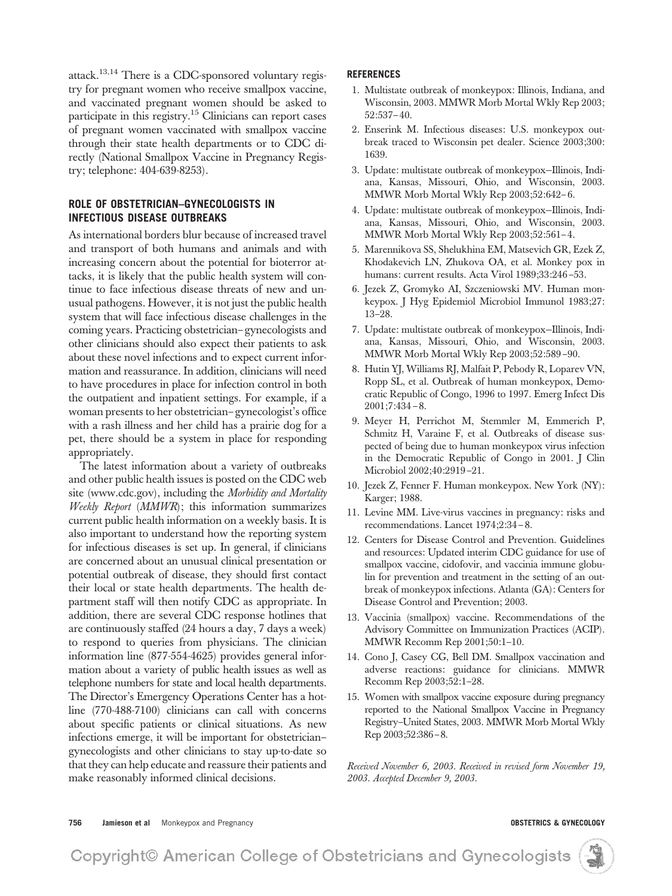attack.[13,14] There is a CDC-sponsored voluntary registry for pregnant women who receive smallpox vaccine, and vaccinated pregnant women should be asked to participate in this registry.[15] Clinicians can report cases of pregnant women vaccinated with smallpox vaccine through their state health departments or to CDC directly (National Smallpox Vaccine in Pregnancy Registry; telephone: 404-639-8253).

## ROLE OF OBSTETRICIAN–GYNECOLOGISTS IN INFECTIOUS DISEASE OUTBREAKS

As international borders blur because of increased travel and transport of both humans and animals and with increasing concern about the potential for bioterror attacks, it is likely that the public health system will continue to face infectious disease threats of new and unusual pathogens. However, it is not just the public health system that will face infectious disease challenges in the coming years. Practicing obstetrician–gynecologists and other clinicians should also expect their patients to ask about these novel infections and to expect current information and reassurance. In addition, clinicians will need to have procedures in place for infection control in both the outpatient and inpatient settings. For example, if a woman presents to her obstetrician–gynecologist's office with a rash illness and her child has a prairie dog for a pet, there should be a system in place for responding appropriately.

The latest information about a variety of outbreaks and other public health issues is posted on the CDC web site (www.cdc.gov), including the *Morbidity and Mortality Weekly Report* (*MMWR*); this information summarizes current public health information on a weekly basis. It is also important to understand how the reporting system for infectious diseases is set up. In general, if clinicians are concerned about an unusual clinical presentation or potential outbreak of disease, they should first contact their local or state health departments. The health department staff will then notify CDC as appropriate. In addition, there are several CDC response hotlines that are continuously staffed (24 hours a day, 7 days a week) to respond to queries from physicians. The clinician information line (877-554-4625) provides general information about a variety of public health issues as well as telephone numbers for state and local health departments. The Director's Emergency Operations Center has a hotline (770-488-7100) clinicians can call with concerns about specific patients or clinical situations. As new infections emerge, it will be important for obstetrician–gynecologists and other clinicians to stay up-to-date so that they can help educate and reassure their patients and make reasonably informed clinical decisions.

## REFERENCES

1. Multistate outbreak of monkeypox: Illinois, Indiana, and Wisconsin, 2003. MMWR Morb Mortal Wkly Rep 2003;52:537–40.
2. Enserink M. Infectious diseases: U.S. monkeypox outbreak traced to Wisconsin pet dealer. Science 2003;300:1639.
3. Update: multistate outbreak of monkeypox–Illinois, Indiana, Kansas, Missouri, Ohio, and Wisconsin, 2003. MMWR Morb Mortal Wkly Rep 2003;52:642–6.
4. Update: multistate outbreak of monkeypox–Illinois, Indiana, Kansas, Missouri, Ohio, and Wisconsin, 2003. MMWR Morb Mortal Wkly Rep 2003;52:561–4.
5. Marennikova SS, Shelukhina EM, Matsevich GR, Ezek Z, Khodakevich LN, Zhukova OA, et al. Monkey pox in humans: current results. Acta Virol 1989;33:246–53.
6. Jezek Z, Gromyko AI, Szczeniowski MV. Human monkeypox. J Hyg Epidemiol Microbiol Immunol 1983;27:13–28.
7. Update: multistate outbreak of monkeypox–Illinois, Indiana, Kansas, Missouri, Ohio, and Wisconsin, 2003. MMWR Morb Mortal Wkly Rep 2003;52:589–90.
8. Hutin YJ, Williams RJ, Malfait P, Pebody R, Loparev VN, Ropp SL, et al. Outbreak of human monkeypox, Democratic Republic of Congo, 1996 to 1997. Emerg Infect Dis 2001;7:434–8.
9. Meyer H, Perrichot M, Stemmler M, Emmerich P, Schmitz H, Varaine F, et al. Outbreaks of disease suspected of being due to human monkeypox virus infection in the Democratic Republic of Congo in 2001. J Clin Microbiol 2002;40:2919–21.
10. Jezek Z, Fenner F. Human monkeypox. New York (NY): Karger; 1988.
11. Levine MM. Live-virus vaccines in pregnancy: risks and recommendations. Lancet 1974;2:34–8.
12. Centers for Disease Control and Prevention. Guidelines and resources: Updated interim CDC guidance for use of smallpox vaccine, cidofovir, and vaccinia immune globulin for prevention and treatment in the setting of an outbreak of monkeypox infections. Atlanta (GA): Centers for Disease Control and Prevention; 2003.
13. Vaccinia (smallpox) vaccine. Recommendations of the Advisory Committee on Immunization Practices (ACIP). MMWR Recomm Rep 2001;50:1–10.
14. Cono J, Casey CG, Bell DM. Smallpox vaccination and adverse reactions: guidance for clinicians. MMWR Recomm Rep 2003;52:1–28.
15. Women with smallpox vaccine exposure during pregnancy reported to the National Smallpox Vaccine in Pregnancy Registry–United States, 2003. MMWR Morb Mortal Wkly Rep 2003;52:386–8.

*Received November 6, 2003. Received in revised form November 19, 2003. Accepted December 9, 2003.*